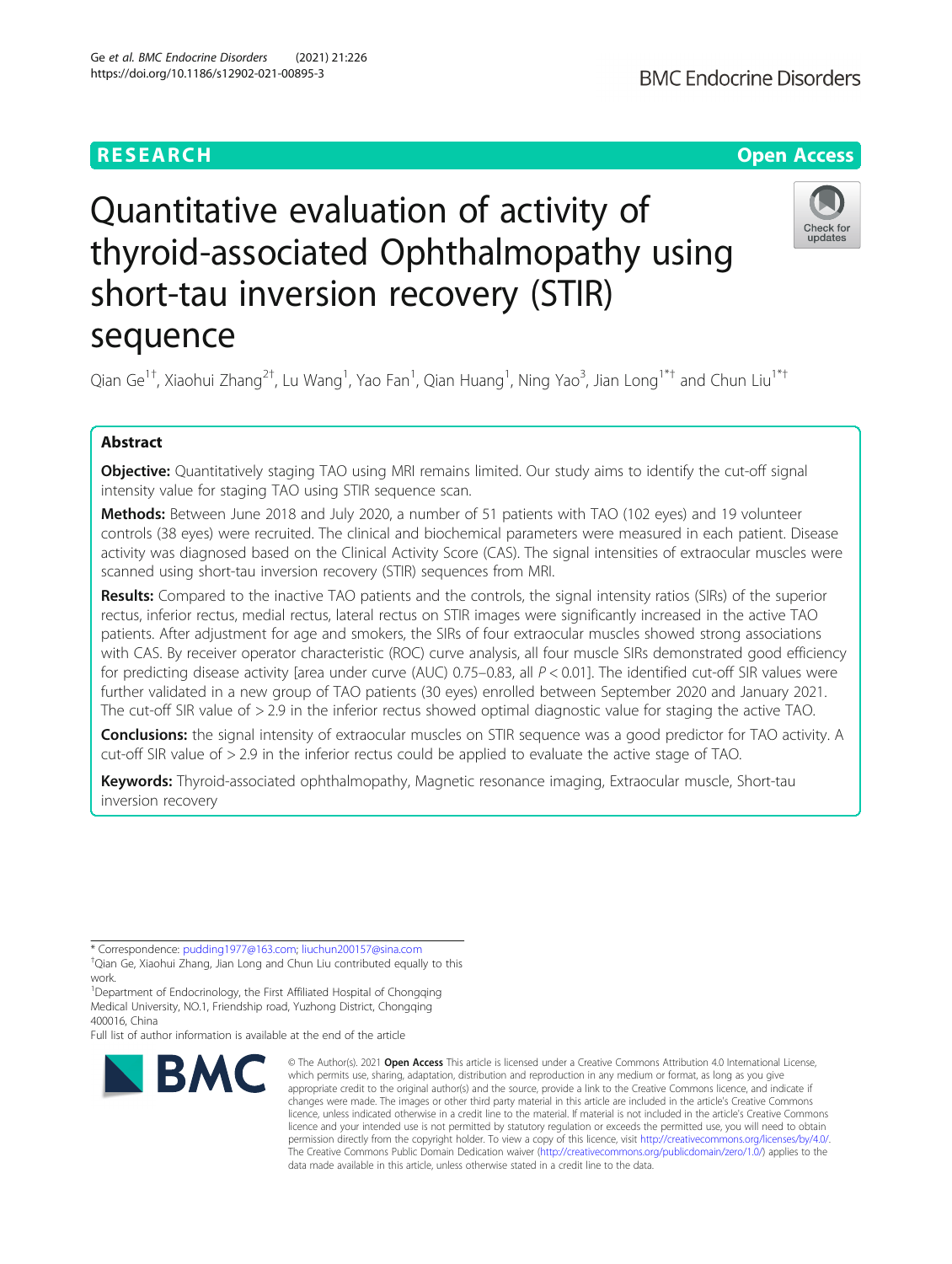RESEARCH

Open Access

# Quantitative evaluation of activity of thyroid-associated Ophthalmopathy using short-tau inversion recovery (STIR) sequence

Qian Ge[1†], Xiaohui Zhang[2†], Lu Wang[1], Yao Fan[1], Qian Huang[1], Ning Yao[3], Jian Long[1*†] and Chun Liu[1*†]

## Abstract

**Objective:** Quantitatively staging TAO using MRI remains limited. Our study aims to identify the cut-off signal intensity value for staging TAO using STIR sequence scan.

**Methods:** Between June 2018 and July 2020, a number of 51 patients with TAO (102 eyes) and 19 volunteer controls (38 eyes) were recruited. The clinical and biochemical parameters were measured in each patient. Disease activity was diagnosed based on the Clinical Activity Score (CAS). The signal intensities of extraocular muscles were scanned using short-tau inversion recovery (STIR) sequences from MRI.

**Results:** Compared to the inactive TAO patients and the controls, the signal intensity ratios (SIRs) of the superior rectus, inferior rectus, medial rectus, lateral rectus on STIR images were significantly increased in the active TAO patients. After adjustment for age and smokers, the SIRs of four extraocular muscles showed strong associations with CAS. By receiver operator characteristic (ROC) curve analysis, all four muscle SIRs demonstrated good efficiency for predicting disease activity [area under curve (AUC) 0.75–0.83, all $P < 0.01$]. The identified cut-off SIR values were further validated in a new group of TAO patients (30 eyes) enrolled between September 2020 and January 2021. The cut-off SIR value of > 2.9 in the inferior rectus showed optimal diagnostic value for staging the active TAO.

**Conclusions:** the signal intensity of extraocular muscles on STIR sequence was a good predictor for TAO activity. A cut-off SIR value of > 2.9 in the inferior rectus could be applied to evaluate the active stage of TAO.

**Keywords:** Thyroid-associated ophthalmopathy, Magnetic resonance imaging, Extraocular muscle, Short-tau inversion recovery

---

* Correspondence: pudding1977@163.com; liuchun200157@sina.com

†Qian Ge, Xiaohui Zhang, Jian Long and Chun Liu contributed equally to this work.

[1]Department of Endocrinology, the First Affiliated Hospital of Chongqing Medical University, NO.1, Friendship road, Yuzhong District, Chongqing 400016, China

Full list of author information is available at the end of the article

© The Author(s). 2021 **Open Access** This article is licensed under a Creative Commons Attribution 4.0 International License, which permits use, sharing, adaptation, distribution and reproduction in any medium or format, as long as you give appropriate credit to the original author(s) and the source, provide a link to the Creative Commons licence, and indicate if changes were made. The images or other third party material in this article are included in the article's Creative Commons licence, unless indicated otherwise in a credit line to the material. If material is not included in the article's Creative Commons licence and your intended use is not permitted by statutory regulation or exceeds the permitted use, you will need to obtain permission directly from the copyright holder. To view a copy of this licence, visit http://creativecommons.org/licenses/by/4.0/. The Creative Commons Public Domain Dedication waiver (http://creativecommons.org/publicdomain/zero/1.0/) applies to the data made available in this article, unless otherwise stated in a credit line to the data.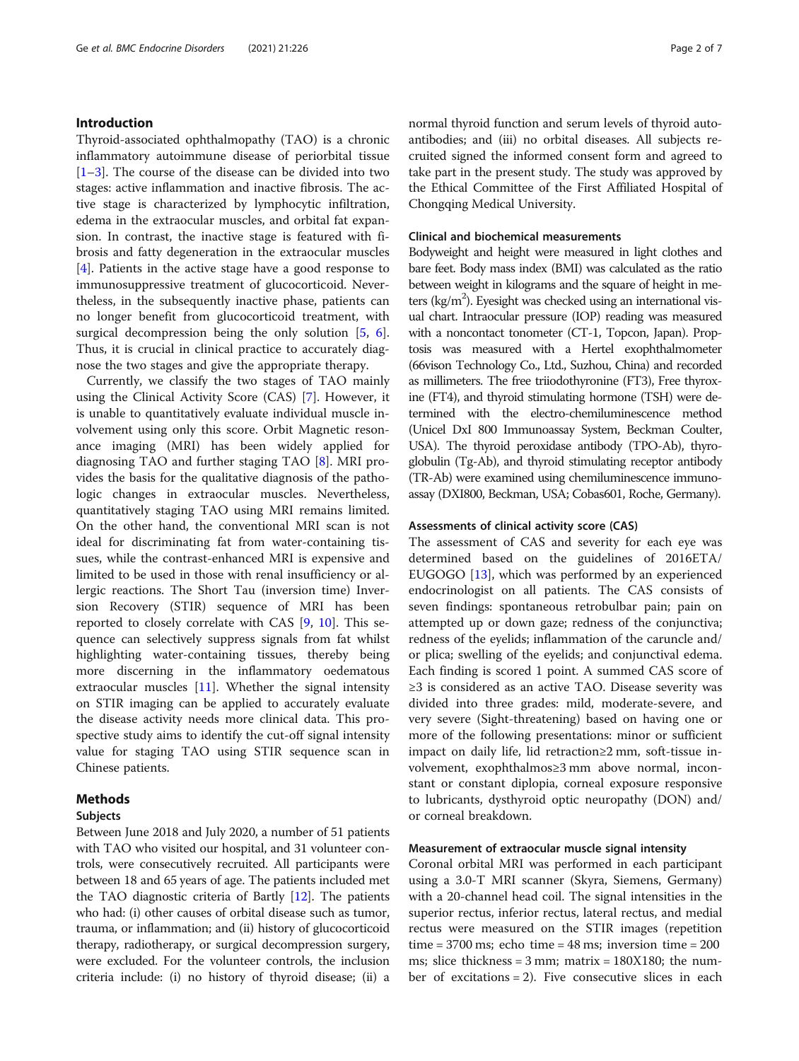## Introduction

Thyroid-associated ophthalmopathy (TAO) is a chronic inflammatory autoimmune disease of periorbital tissue [1–3]. The course of the disease can be divided into two stages: active inflammation and inactive fibrosis. The active stage is characterized by lymphocytic infiltration, edema in the extraocular muscles, and orbital fat expansion. In contrast, the inactive stage is featured with fibrosis and fatty degeneration in the extraocular muscles [4]. Patients in the active stage have a good response to immunosuppressive treatment of glucocorticoid. Nevertheless, in the subsequently inactive phase, patients can no longer benefit from glucocorticoid treatment, with surgical decompression being the only solution [5, 6]. Thus, it is crucial in clinical practice to accurately diagnose the two stages and give the appropriate therapy.

Currently, we classify the two stages of TAO mainly using the Clinical Activity Score (CAS) [7]. However, it is unable to quantitatively evaluate individual muscle involvement using only this score. Orbit Magnetic resonance imaging (MRI) has been widely applied for diagnosing TAO and further staging TAO [8]. MRI provides the basis for the qualitative diagnosis of the pathologic changes in extraocular muscles. Nevertheless, quantitatively staging TAO using MRI remains limited. On the other hand, the conventional MRI scan is not ideal for discriminating fat from water-containing tissues, while the contrast-enhanced MRI is expensive and limited to be used in those with renal insufficiency or allergic reactions. The Short Tau (inversion time) Inversion Recovery (STIR) sequence of MRI has been reported to closely correlate with CAS [9, 10]. This sequence can selectively suppress signals from fat whilst highlighting water-containing tissues, thereby being more discerning in the inflammatory oedematous extraocular muscles [11]. Whether the signal intensity on STIR imaging can be applied to accurately evaluate the disease activity needs more clinical data. This prospective study aims to identify the cut-off signal intensity value for staging TAO using STIR sequence scan in Chinese patients.

## Methods

### Subjects

Between June 2018 and July 2020, a number of 51 patients with TAO who visited our hospital, and 31 volunteer controls, were consecutively recruited. All participants were between 18 and 65 years of age. The patients included met the TAO diagnostic criteria of Bartly [12]. The patients who had: (i) other causes of orbital disease such as tumor, trauma, or inflammation; and (ii) history of glucocorticoid therapy, radiotherapy, or surgical decompression surgery, were excluded. For the volunteer controls, the inclusion criteria include: (i) no history of thyroid disease; (ii) a normal thyroid function and serum levels of thyroid autoantibodies; and (iii) no orbital diseases. All subjects recruited signed the informed consent form and agreed to take part in the present study. The study was approved by the Ethical Committee of the First Affiliated Hospital of Chongqing Medical University.

### Clinical and biochemical measurements

Bodyweight and height were measured in light clothes and bare feet. Body mass index (BMI) was calculated as the ratio between weight in kilograms and the square of height in meters ($kg/m^2$). Eyesight was checked using an international visual chart. Intraocular pressure (IOP) reading was measured with a noncontact tonometer (CT-1, Topcon, Japan). Proptosis was measured with a Hertel exophthalmometer (66vison Technology Co., Ltd., Suzhou, China) and recorded as millimeters. The free triiodothyronine (FT3), Free thyroxine (FT4), and thyroid stimulating hormone (TSH) were determined with the electro-chemiluminescence method (Unicel DxI 800 Immunoassay System, Beckman Coulter, USA). The thyroid peroxidase antibody (TPO-Ab), thyroglobulin (Tg-Ab), and thyroid stimulating receptor antibody (TR-Ab) were examined using chemiluminescence immunoassay (DXI800, Beckman, USA; Cobas601, Roche, Germany).

### Assessments of clinical activity score (CAS)

The assessment of CAS and severity for each eye was determined based on the guidelines of 2016ETA/EUGOGO [13], which was performed by an experienced endocrinologist on all patients. The CAS consists of seven findings: spontaneous retrobulbar pain; pain on attempted up or down gaze; redness of the conjunctiva; redness of the eyelids; inflammation of the caruncle and/or plica; swelling of the eyelids; and conjunctival edema. Each finding is scored 1 point. A summed CAS score of ≥3 is considered as an active TAO. Disease severity was divided into three grades: mild, moderate-severe, and very severe (Sight-threatening) based on having one or more of the following presentations: minor or sufficient impact on daily life, lid retraction≥2 mm, soft-tissue involvement, exophthalmos≥3 mm above normal, inconstant or constant diplopia, corneal exposure responsive to lubricants, dysthyroid optic neuropathy (DON) and/or corneal breakdown.

### Measurement of extraocular muscle signal intensity

Coronal orbital MRI was performed in each participant using a 3.0-T MRI scanner (Skyra, Siemens, Germany) with a 20-channel head coil. The signal intensities in the superior rectus, inferior rectus, lateral rectus, and medial rectus were measured on the STIR images (repetition time = 3700 ms; echo time = 48 ms; inversion time = 200 ms; slice thickness = 3 mm; matrix = 180X180; the number of excitations = 2). Five consecutive slices in each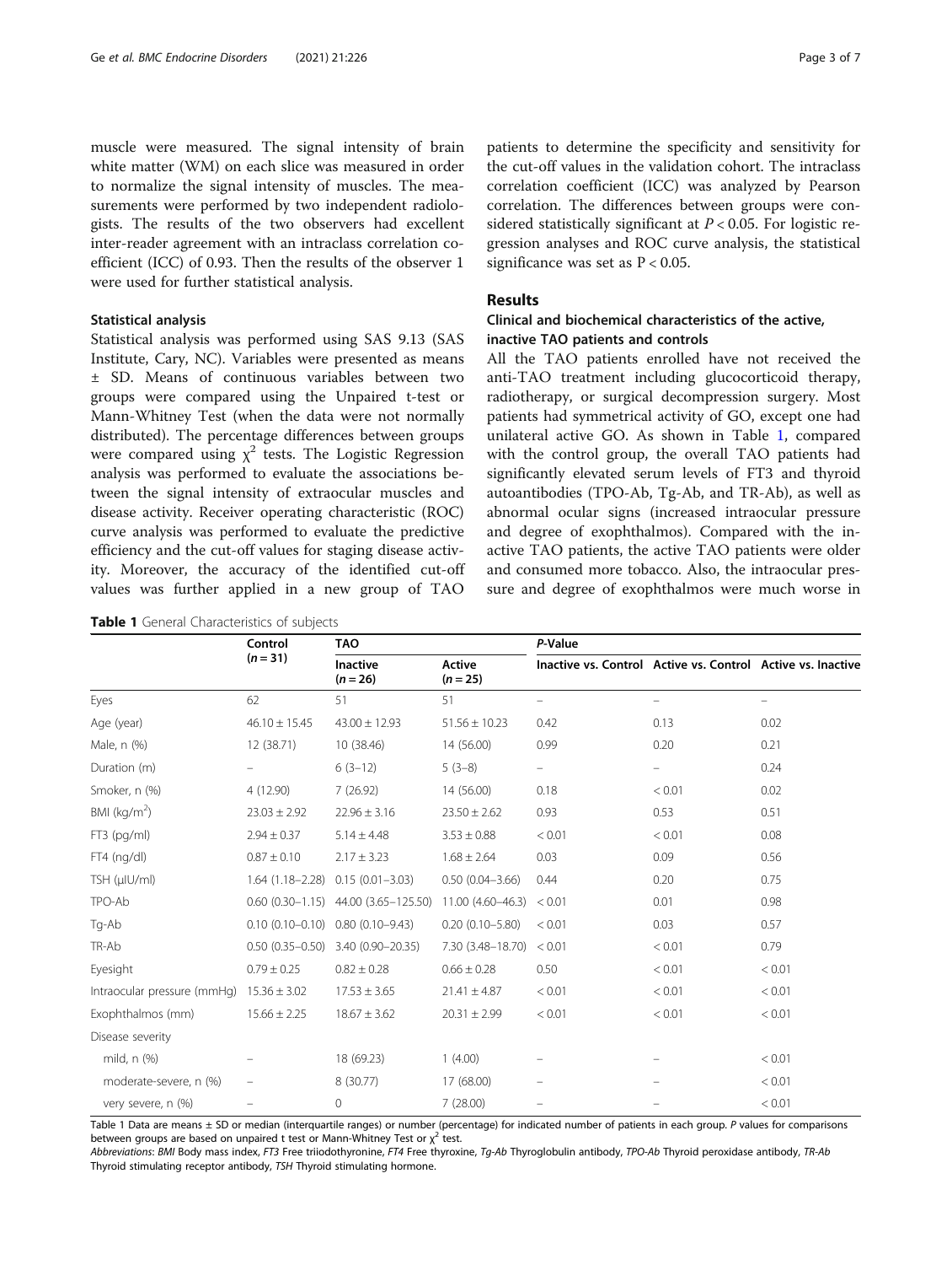muscle were measured. The signal intensity of brain white matter (WM) on each slice was measured in order to normalize the signal intensity of muscles. The measurements were performed by two independent radiologists. The results of the two observers had excellent inter-reader agreement with an intraclass correlation coefficient (ICC) of 0.93. Then the results of the observer 1 were used for further statistical analysis.

### Statistical analysis

Statistical analysis was performed using SAS 9.13 (SAS Institute, Cary, NC). Variables were presented as means ± SD. Means of continuous variables between two groups were compared using the Unpaired t-test or Mann-Whitney Test (when the data were not normally distributed). The percentage differences between groups were compared using $\chi^2$ tests. The Logistic Regression analysis was performed to evaluate the associations between the signal intensity of extraocular muscles and disease activity. Receiver operating characteristic (ROC) curve analysis was performed to evaluate the predictive efficiency and the cut-off values for staging disease activity. Moreover, the accuracy of the identified cut-off values was further applied in a new group of TAO patients to determine the specificity and sensitivity for the cut-off values in the validation cohort. The intraclass correlation coefficient (ICC) was analyzed by Pearson correlation. The differences between groups were considered statistically significant at $P < 0.05$. For logistic regression analyses and ROC curve analysis, the statistical significance was set as $P < 0.05$.

## Results

### Clinical and biochemical characteristics of the active, inactive TAO patients and controls

All the TAO patients enrolled have not received the anti-TAO treatment including glucocorticoid therapy, radiotherapy, or surgical decompression surgery. Most patients had symmetrical activity of GO, except one had unilateral active GO. As shown in Table 1, compared with the control group, the overall TAO patients had significantly elevated serum levels of FT3 and thyroid autoantibodies (TPO-Ab, Tg-Ab, and TR-Ab), as well as abnormal ocular signs (increased intraocular pressure and degree of exophthalmos). Compared with the inactive TAO patients, the active TAO patients were older and consumed more tobacco. Also, the intraocular pressure and degree of exophthalmos were much worse in

**Table 1** General Characteristics of subjects

| | Control ($n = 31$) | TAO | | *P*-Value | | |
|---|---|---|---|---|---|---|
| | | Inactive ($n = 26$) | Active ($n = 25$) | Inactive vs. Control | Active vs. Control | Active vs. Inactive |
| Eyes | 62 | 51 | 51 | – | – | – |
| Age (year) | 46.10 ± 15.45 | 43.00 ± 12.93 | 51.56 ± 10.23 | 0.42 | 0.13 | 0.02 |
| Male, n (%) | 12 (38.71) | 10 (38.46) | 14 (56.00) | 0.99 | 0.20 | 0.21 |
| Duration (m) | – | 6 (3–12) | 5 (3–8) | – | – | 0.24 |
| Smoker, n (%) | 4 (12.90) | 7 (26.92) | 14 (56.00) | 0.18 | < 0.01 | 0.02 |
| BMI (kg/m$^2$) | 23.03 ± 2.92 | 22.96 ± 3.16 | 23.50 ± 2.62 | 0.93 | 0.53 | 0.51 |
| FT3 (pg/ml) | 2.94 ± 0.37 | 5.14 ± 4.48 | 3.53 ± 0.88 | < 0.01 | < 0.01 | 0.08 |
| FT4 (ng/dl) | 0.87 ± 0.10 | 2.17 ± 3.23 | 1.68 ± 2.64 | 0.03 | 0.09 | 0.56 |
| TSH (μIU/ml) | 1.64 (1.18–2.28) | 0.15 (0.01–3.03) | 0.50 (0.04–3.66) | 0.44 | 0.20 | 0.75 |
| TPO-Ab | 0.60 (0.30–1.15) | 44.00 (3.65–125.50) | 11.00 (4.60–46.3) | < 0.01 | 0.01 | 0.98 |
| Tg-Ab | 0.10 (0.10–0.10) | 0.80 (0.10–9.43) | 0.20 (0.10–5.80) | < 0.01 | 0.03 | 0.57 |
| TR-Ab | 0.50 (0.35–0.50) | 3.40 (0.90–20.35) | 7.30 (3.48–18.70) | < 0.01 | < 0.01 | 0.79 |
| Eyesight | 0.79 ± 0.25 | 0.82 ± 0.28 | 0.66 ± 0.28 | 0.50 | < 0.01 | < 0.01 |
| Intraocular pressure (mmHg) | 15.36 ± 3.02 | 17.53 ± 3.65 | 21.41 ± 4.87 | < 0.01 | < 0.01 | < 0.01 |
| Exophthalmos (mm) | 15.66 ± 2.25 | 18.67 ± 3.62 | 20.31 ± 2.99 | < 0.01 | < 0.01 | < 0.01 |
| Disease severity | | | | | | |
| mild, n (%) | – | 18 (69.23) | 1 (4.00) | – | – | < 0.01 |
| moderate-severe, n (%) | – | 8 (30.77) | 17 (68.00) | – | – | < 0.01 |
| very severe, n (%) | – | 0 | 7 (28.00) | – | – | < 0.01 |

Table 1 Data are means ± SD or median (interquartile ranges) or number (percentage) for indicated number of patients in each group. *P* values for comparisons between groups are based on unpaired t test or Mann-Whitney Test or $\chi^2$ test.

*Abbreviations*: *BMI* Body mass index, *FT3* Free triiodothyronine, *FT4* Free thyroxine, *Tg-Ab* Thyroglobulin antibody, *TPO-Ab* Thyroid peroxidase antibody, *TR-Ab* Thyroid stimulating receptor antibody, *TSH* Thyroid stimulating hormone.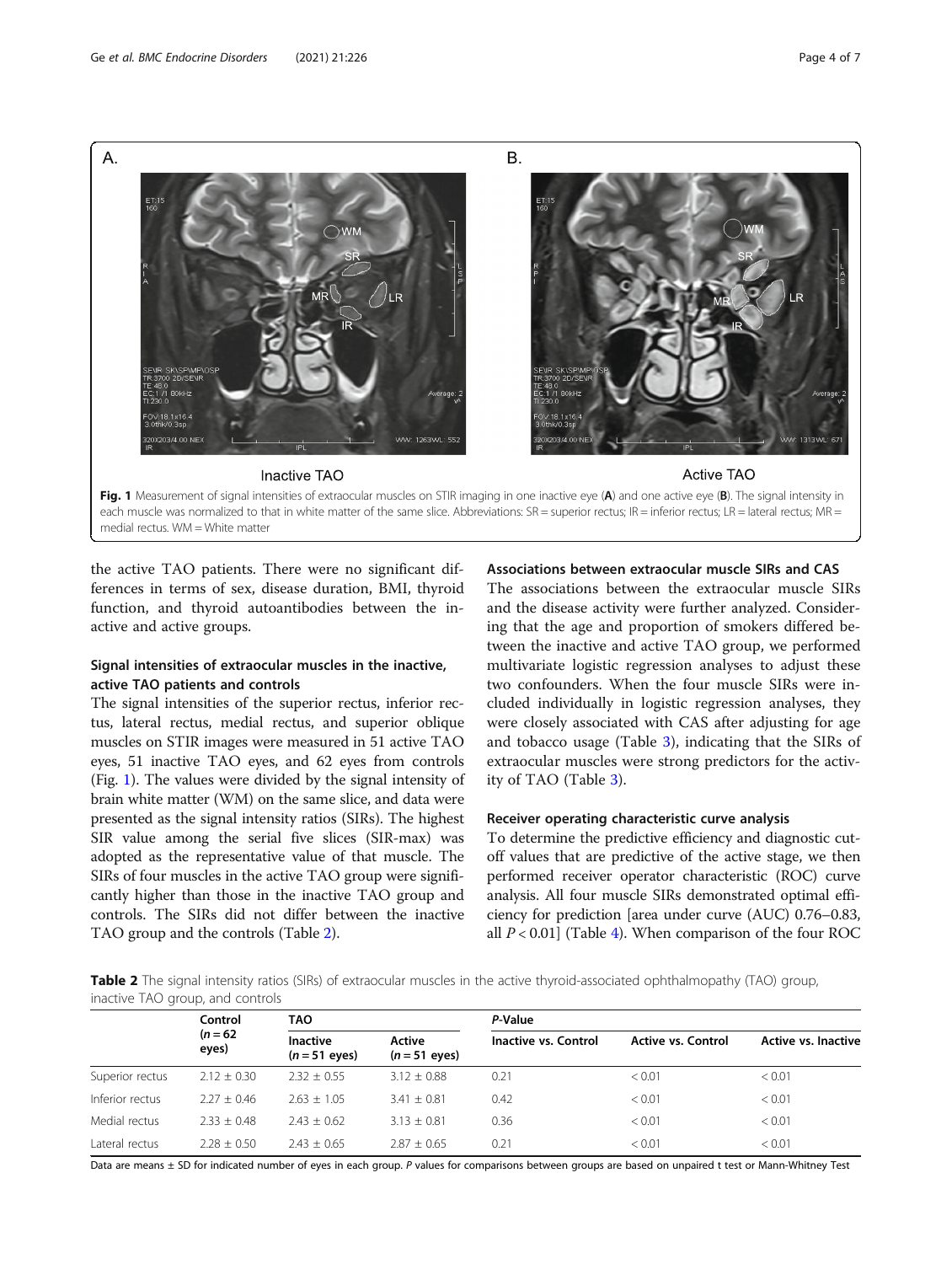Fig. 1 Measurement of signal intensities of extraocular muscles on STIR imaging in one inactive eye (**A**) and one active eye (**B**). The signal intensity in each muscle was normalized to that in white matter of the same slice. Abbreviations: SR = superior rectus; IR = inferior rectus; LR = lateral rectus; MR = medial rectus. WM = White matter

the active TAO patients. There were no significant differences in terms of sex, disease duration, BMI, thyroid function, and thyroid autoantibodies between the inactive and active groups.

### Signal intensities of extraocular muscles in the inactive, active TAO patients and controls

The signal intensities of the superior rectus, inferior rectus, lateral rectus, medial rectus, and superior oblique muscles on STIR images were measured in 51 active TAO eyes, 51 inactive TAO eyes, and 62 eyes from controls (Fig. 1). The values were divided by the signal intensity of brain white matter (WM) on the same slice, and data were presented as the signal intensity ratios (SIRs). The highest SIR value among the serial five slices (SIR-max) was adopted as the representative value of that muscle. The SIRs of four muscles in the active TAO group were significantly higher than those in the inactive TAO group and controls. The SIRs did not differ between the inactive TAO group and the controls (Table 2).

### Associations between extraocular muscle SIRs and CAS

The associations between the extraocular muscle SIRs and the disease activity were further analyzed. Considering that the age and proportion of smokers differed between the inactive and active TAO group, we performed multivariate logistic regression analyses to adjust these two confounders. When the four muscle SIRs were included individually in logistic regression analyses, they were closely associated with CAS after adjusting for age and tobacco usage (Table 3), indicating that the SIRs of extraocular muscles were strong predictors for the activity of TAO (Table 3).

### Receiver operating characteristic curve analysis

To determine the predictive efficiency and diagnostic cutoff values that are predictive of the active stage, we then performed receiver operator characteristic (ROC) curve analysis. All four muscle SIRs demonstrated optimal efficiency for prediction [area under curve (AUC) 0.76–0.83, all $P < 0.01$] (Table 4). When comparison of the four ROC

**Table 2** The signal intensity ratios (SIRs) of extraocular muscles in the active thyroid-associated ophthalmopathy (TAO) group, inactive TAO group, and controls

| | Control ($n = 62$ eyes) | TAO | | *P*-Value | | |
|---|---|---|---|---|---|---|
| | | Inactive ($n = 51$ eyes) | Active ($n = 51$ eyes) | Inactive vs. Control | Active vs. Control | Active vs. Inactive |
| Superior rectus | 2.12 ± 0.30 | 2.32 ± 0.55 | 3.12 ± 0.88 | 0.21 | < 0.01 | < 0.01 |
| Inferior rectus | 2.27 ± 0.46 | 2.63 ± 1.05 | 3.41 ± 0.81 | 0.42 | < 0.01 | < 0.01 |
| Medial rectus | 2.33 ± 0.48 | 2.43 ± 0.62 | 3.13 ± 0.81 | 0.36 | < 0.01 | < 0.01 |
| Lateral rectus | 2.28 ± 0.50 | 2.43 ± 0.65 | 2.87 ± 0.65 | 0.21 | < 0.01 | < 0.01 |

Data are means ± SD for indicated number of eyes in each group. *P* values for comparisons between groups are based on unpaired t test or Mann-Whitney Test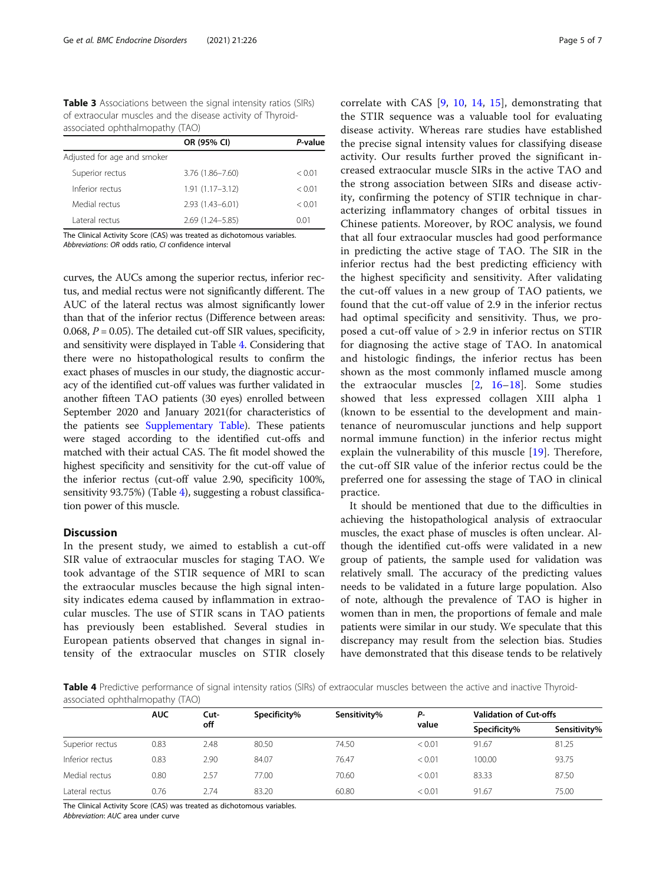**Table 3** Associations between the signal intensity ratios (SIRs) of extraocular muscles and the disease activity of Thyroid-associated ophthalmopathy (TAO)

| | OR (95% CI) | *P*-value |
|---|---|---|
| Adjusted for age and smoker | | |
| Superior rectus | 3.76 (1.86–7.60) | < 0.01 |
| Inferior rectus | 1.91 (1.17–3.12) | < 0.01 |
| Medial rectus | 2.93 (1.43–6.01) | < 0.01 |
| Lateral rectus | 2.69 (1.24–5.85) | 0.01 |

The Clinical Activity Score (CAS) was treated as dichotomous variables.
*Abbreviations*: *OR* odds ratio, *CI* confidence interval

curves, the AUCs among the superior rectus, inferior rectus, and medial rectus were not significantly different. The AUC of the lateral rectus was almost significantly lower than that of the inferior rectus (Difference between areas: 0.068, $P = 0.05$). The detailed cut-off SIR values, specificity, and sensitivity were displayed in Table 4. Considering that there were no histopathological results to confirm the exact phases of muscles in our study, the diagnostic accuracy of the identified cut-off values was further validated in another fifteen TAO patients (30 eyes) enrolled between September 2020 and January 2021(for characteristics of the patients see Supplementary Table). These patients were staged according to the identified cut-offs and matched with their actual CAS. The fit model showed the highest specificity and sensitivity for the cut-off value of the inferior rectus (cut-off value 2.90, specificity 100%, sensitivity 93.75%) (Table 4), suggesting a robust classification power of this muscle.

## Discussion

In the present study, we aimed to establish a cut-off SIR value of extraocular muscles for staging TAO. We took advantage of the STIR sequence of MRI to scan the extraocular muscles because the high signal intensity indicates edema caused by inflammation in extraocular muscles. The use of STIR scans in TAO patients has previously been established. Several studies in European patients observed that changes in signal intensity of the extraocular muscles on STIR closely correlate with CAS [9, 10, 14, 15], demonstrating that the STIR sequence was a valuable tool for evaluating disease activity. Whereas rare studies have established the precise signal intensity values for classifying disease activity. Our results further proved the significant increased extraocular muscle SIRs in the active TAO and the strong association between SIRs and disease activity, confirming the potency of STIR technique in characterizing inflammatory changes of orbital tissues in Chinese patients. Moreover, by ROC analysis, we found that all four extraocular muscles had good performance in predicting the active stage of TAO. The SIR in the inferior rectus had the best predicting efficiency with the highest specificity and sensitivity. After validating the cut-off values in a new group of TAO patients, we found that the cut-off value of 2.9 in the inferior rectus had optimal specificity and sensitivity. Thus, we proposed a cut-off value of > 2.9 in inferior rectus on STIR for diagnosing the active stage of TAO. In anatomical and histologic findings, the inferior rectus has been shown as the most commonly inflamed muscle among the extraocular muscles [2, 16–18]. Some studies showed that less expressed collagen XIII alpha 1 (known to be essential to the development and maintenance of neuromuscular junctions and help support normal immune function) in the inferior rectus might explain the vulnerability of this muscle [19]. Therefore, the cut-off SIR value of the inferior rectus could be the preferred one for assessing the stage of TAO in clinical practice.

It should be mentioned that due to the difficulties in achieving the histopathological analysis of extraocular muscles, the exact phase of muscles is often unclear. Although the identified cut-offs were validated in a new group of patients, the sample used for validation was relatively small. The accuracy of the predicting values needs to be validated in a future large population. Also of note, although the prevalence of TAO is higher in women than in men, the proportions of female and male patients were similar in our study. We speculate that this discrepancy may result from the selection bias. Studies have demonstrated that this disease tends to be relatively

**Table 4** Predictive performance of signal intensity ratios (SIRs) of extraocular muscles between the active and inactive Thyroid-associated ophthalmopathy (TAO)

| | AUC | Cut-off | Specificity% | Sensitivity% | *P*-value | Validation of Cut-offs | |
|---|---|---|---|---|---|---|---|
| | | | | | | Specificity% | Sensitivity% |
| Superior rectus | 0.83 | 2.48 | 80.50 | 74.50 | < 0.01 | 91.67 | 81.25 |
| Inferior rectus | 0.83 | 2.90 | 84.07 | 76.47 | < 0.01 | 100.00 | 93.75 |
| Medial rectus | 0.80 | 2.57 | 77.00 | 70.60 | < 0.01 | 83.33 | 87.50 |
| Lateral rectus | 0.76 | 2.74 | 83.20 | 60.80 | < 0.01 | 91.67 | 75.00 |

The Clinical Activity Score (CAS) was treated as dichotomous variables.
*Abbreviation*: *AUC* area under curve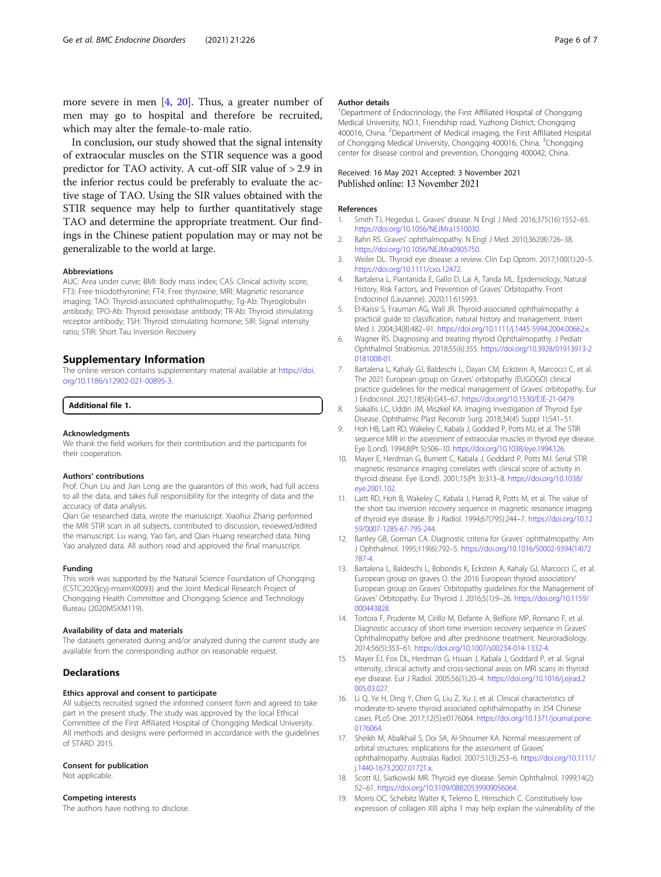more severe in men [4, 20]. Thus, a greater number of men may go to hospital and therefore be recruited, which may alter the female-to-male ratio.

In conclusion, our study showed that the signal intensity of extraocular muscles on the STIR sequence was a good predictor for TAO activity. A cut-off SIR value of > 2.9 in the inferior rectus could be preferably to evaluate the active stage of TAO. Using the SIR values obtained with the STIR sequence may help to further quantitatively stage TAO and determine the appropriate treatment. Our findings in the Chinese patient population may or may not be generalizable to the world at large.

#### Abbreviations

AUC: Area under curve; BMI: Body mass index; CAS: Clinical activity score; FT3: Free triiodothyronine; FT4: Free thyroxine; MRI: Magnetic resonance imaging; TAO: Thyroid-associated ophthalmopathy; Tg-Ab: Thyroglobulin antibody; TPO-Ab: Thyroid peroxidase antibody; TR-Ab: Thyroid stimulating receptor antibody; TSH: Thyroid stimulating hormone; SIR: Signal intensity ratio; STIR: Short Tau Inversion Recovery

## Supplementary Information

The online version contains supplementary material available at https://doi.org/10.1186/s12902-021-00895-3.

**Additional file 1.**

#### Acknowledgments

We thank the field workers for their contribution and the participants for their cooperation.

#### Authors' contributions

Prof. Chun Liu and Jian Long are the guarantors of this work, had full access to all the data, and takes full responsibility for the integrity of data and the accuracy of data analysis.
Qian Ge researched data, wrote the manuscript. Xiaohui Zhang performed the MRI STIR scan in all subjects, contributed to discussion, reviewed/edited the manuscript. Lu wang, Yao fan, and Qian Huang researched data. Ning Yao analyzed data. All authors read and approved the final manuscript.

#### Funding

This work was supported by the Natural Science Foundation of Chongqing (CSTC2020jcyj-msxmX0093) and the Joint Medical Research Project of Chongqing Health Committee and Chongqing Science and Technology Bureau (2020MSXM119).

#### Availability of data and materials

The datasets generated during and/or analyzed during the current study are available from the corresponding author on reasonable request.

## Declarations

#### Ethics approval and consent to participate

All subjects recruited signed the informed consent form and agreed to take part in the present study. The study was approved by the local Ethical Committee of the First Affiliated Hospital of Chongqing Medical University. All methods and designs were performed in accordance with the guidelines of STARD 2015.

#### Consent for publication

Not applicable.

#### Competing interests

The authors have nothing to disclose.

#### Author details

[1]Department of Endocrinology, the First Affiliated Hospital of Chongqing Medical University, NO.1, Friendship road, Yuzhong District, Chongqing 400016, China. [2]Department of Medical imaging, the First Affiliated Hospital of Chongqing Medical University, Chongqing 400016, China. [3]Chongqing center for disease control and prevention, Chongqing 400042, China.

Received: 16 May 2021 Accepted: 3 November 2021
Published online: 13 November 2021

#### References

1. Smith TJ, Hegedus L. Graves' disease. N Engl J Med. 2016;375(16):1552–65. https://doi.org/10.1056/NEJMra1510030.
2. Bahn RS. Graves' ophthalmopathy. N Engl J Med. 2010;362(8):726–38. https://doi.org/10.1056/NEJMra0905750.
3. Weiler DL. Thyroid eye disease: a review. Clin Exp Optom. 2017;100(1):20–5. https://doi.org/10.1111/cxo.12472.
4. Bartalena L, Piantanida E, Gallo D, Lai A, Tanda ML. Epidemiology, Natural History, Risk Factors, and Prevention of Graves' Orbitopathy. Front Endocrinol (Lausanne). 2020;11:615993.
5. El-Kaissi S, Frauman AG, Wall JR. Thyroid-associated ophthalmopathy: a practical guide to classification, natural history and management. Intern Med J. 2004;34(8):482–91. https://doi.org/10.1111/j.1445-5994.2004.00662.x.
6. Wagner RS. Diagnosing and treating thyroid Ophthalmopathy. J Pediatr Ophthalmol Strabismus. 2018;55(6):355. https://doi.org/10.3928/01913913-20181008-01.
7. Bartalena L, Kahaly GJ, Baldeschi L, Dayan CM, Eckstein A, Marcocci C, et al. The 2021 European group on Graves' orbitopathy (EUGOGO) clinical practice guidelines for the medical management of Graves' orbitopathy. Eur J Endocrinol. 2021;185(4):G43–67. https://doi.org/10.1530/EJE-21-0479.
8. Siakallis LC, Uddin JM, Miszkiel KA. Imaging Investigation of Thyroid Eye Disease. Ophthalmic Plast Reconstr Surg. 2018;34(4S Suppl 1):S41–51.
9. Hoh HB, Laitt RD, Wakeley C, Kabala J, Goddard P, Potts MJ, et al. The STIR sequence MRI in the assessment of extraocular muscles in thyroid eye disease. Eye (Lond). 1994;8(Pt 5):506–10. https://doi.org/10.1038/eye.1994.126.
10. Mayer E, Herdman G, Burnett C, Kabala J, Goddard P, Potts MJ. Serial STIR magnetic resonance imaging correlates with clinical score of activity in thyroid disease. Eye (Lond). 2001;15(Pt 3):313–8. https://doi.org/10.1038/eye.2001.102.
11. Laitt RD, Hoh B, Wakeley C, Kabala J, Harrad R, Potts M, et al. The value of the short tau inversion recovery sequence in magnetic resonance imaging of thyroid eye disease. Br J Radiol. 1994;67(795):244–7. https://doi.org/10.1259/0007-1285-67-795-244.
12. Bartley GB, Gorman CA. Diagnostic criteria for Graves' ophthalmopathy. Am J Ophthalmol. 1995;119(6):792–5. https://doi.org/10.1016/S0002-9394(14)72787-4.
13. Bartalena L, Baldeschi L, Boboridis K, Eckstein A, Kahaly GJ, Marcocci C, et al. European group on graves O. the 2016 European thyroid association/European group on Graves' Orbitopathy guidelines for the Management of Graves' Orbitopathy. Eur Thyroid J. 2016;5(1):9–26. https://doi.org/10.1159/000443828.
14. Tortora F, Prudente M, Cirillo M, Elefante A, Belfiore MP, Romano F, et al. Diagnostic accuracy of short-time inversion recovery sequence in Graves' Ophthalmopathy before and after prednisone treatment. Neuroradiology. 2014;56(5):353–61. https://doi.org/10.1007/s00234-014-1332-4.
15. Mayer EJ, Fox DL, Herdman G, Hsuan J, Kabala J, Goddard P, et al. Signal intensity, clinical activity and cross-sectional areas on MRI scans in thyroid eye disease. Eur J Radiol. 2005;56(1):20–4. https://doi.org/10.1016/j.ejrad.2005.03.027.
16. Li Q, Ye H, Ding Y, Chen G, Liu Z, Xu J, et al. Clinical characteristics of moderate-to-severe thyroid associated ophthalmopathy in 354 Chinese cases. PLoS One. 2017;12(5):e0176064. https://doi.org/10.1371/journal.pone.0176064.
17. Sheikh M, Abalkhail S, Doi SA, Al-Shoumer KA. Normal measurement of orbital structures: implications for the assessment of Graves' ophthalmopathy. Australas Radiol. 2007;51(3):253–6. https://doi.org/10.1111/j.1440-1673.2007.01721.x.
18. Scott IU, Siatkowski MR. Thyroid eye disease. Semin Ophthalmol. 1999;14(2):52–61. https://doi.org/10.3109/08820539909056064.
19. Morris OC, Schebitz Walter K, Telemo E, Hintschich C. Constitutively low expression of collagen XIII alpha 1 may help explain the vulnerability of the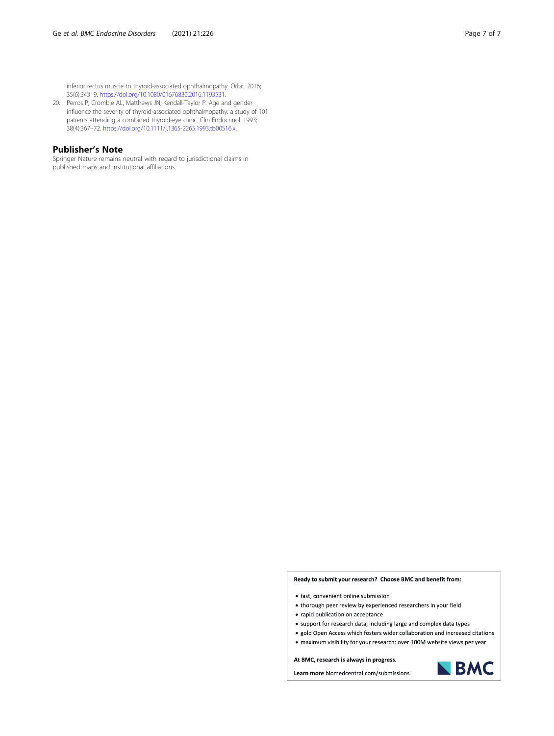inferior rectus muscle to thyroid-associated ophthalmopathy. Orbit. 2016; 35(6):343–9. https://doi.org/10.1080/01676830.2016.1193531.

20. Perros P, Crombie AL, Matthews JN, Kendall-Taylor P. Age and gender influence the severity of thyroid-associated ophthalmopathy: a study of 101 patients attending a combined thyroid-eye clinic. Clin Endocrinol. 1993; 38(4):367–72. https://doi.org/10.1111/j.1365-2265.1993.tb00516.x.

## Publisher's Note

Springer Nature remains neutral with regard to jurisdictional claims in published maps and institutional affiliations.

**Ready to submit your research? Choose BMC and benefit from:**

- fast, convenient online submission
- thorough peer review by experienced researchers in your field
- rapid publication on acceptance
- support for research data, including large and complex data types
- gold Open Access which fosters wider collaboration and increased citations
- maximum visibility for your research: over 100M website views per year

**At BMC, research is always in progress.**

**Learn more** biomedcentral.com/submissions

BMC